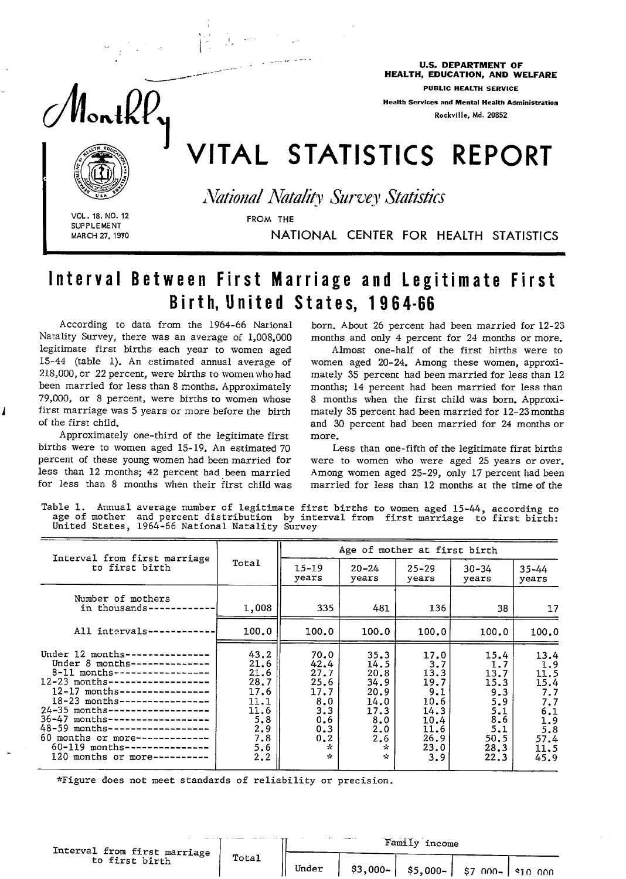U.S. DEPARTMENT OF HEALTH, EDUCATION, AND WELFARE
PUBLIC HEALTH SERVICE
Health Services and Mental Health Administration
Rockville, Md. 20852

# Monthly VITAL STATISTICS REPORT

*National Natality Survey Statistics*

FROM THE NATIONAL CENTER FOR HEALTH STATISTICS

VOL. 18, NO. 12
SUPPLEMENT
MARCH 27, 1970

## Interval Between First Marriage and Legitimate First Birth, United States, 1964-66

According to data from the 1964-66 National Natality Survey, there was an average of 1,008,000 legitimate first births each year to women aged 15-44 (table 1). An estimated annual average of 218,000, or 22 percent, were births to women who had been married for less than 8 months. Approximately 79,000, or 8 percent, were births to women whose first marriage was 5 years or more before the birth of the first child.

Approximately one-third of the legitimate first births were to women aged 15-19. An estimated 70 percent of these young women had been married for less than 12 months; 42 percent had been married for less than 8 months when their first child was born. About 26 percent had been married for 12-23 months and only 4 percent for 24 months or more.

Almost one-half of the first births were to women aged 20-24. Among these women, approximately 35 percent had been married for less than 12 months; 14 percent had been married for less than 8 months when the first child was born. Approximately 35 percent had been married for 12-23 months and 30 percent had been married for 24 months or more.

Less than one-fifth of the legitimate first births were to women who were aged 25 years or over. Among women aged 25-29, only 17 percent had been married for less than 12 months at the time of the

Table 1. Annual average number of legitimate first births to women aged 15-44, according to age of mother and percent distribution by interval from first marriage to first birth: United States, 1964-66 National Natality Survey

| Interval from first marriage to first birth | Total | Age of mother at first birth | | | | |
|---|---|---|---|---|---|---|
| | | 15-19 years | 20-24 years | 25-29 years | 30-34 years | 35-44 years |
| Number of mothers in thousands | 1,008 | 335 | 481 | 136 | 38 | 17 |
| All intervals | 100.0 | 100.0 | 100.0 | 100.0 | 100.0 | 100.0 |
| Under 12 months | 43.2 | 70.0 | 35.3 | 17.0 | 15.4 | 13.4 |
| Under 8 months | 21.6 | 42.4 | 14.5 | 3.7 | 1.7 | 1.9 |
| 8-11 months | 21.6 | 27.7 | 20.8 | 13.3 | 13.7 | 11.5 |
| 12-23 months | 28.7 | 25.6 | 34.9 | 19.7 | 15.3 | 15.4 |
| 12-17 months | 17.6 | 17.7 | 20.9 | 9.1 | 9.3 | 7.7 |
| 18-23 months | 11.1 | 8.0 | 14.0 | 10.6 | 5.9 | 7.7 |
| 24-35 months | 11.6 | 3.3 | 17.3 | 14.3 | 5.1 | 6.1 |
| 36-47 months | 5.8 | 0.6 | 8.0 | 10.4 | 8.6 | 1.9 |
| 48-59 months | 2.9 | 0.3 | 2.0 | 11.6 | 5.1 | 5.8 |
| 60 months or more | 7.8 | 0.2 | 2.6 | 26.9 | 50.5 | 57.4 |
| 60-119 months | 5.6 | * | * | 23.0 | 28.3 | 11.5 |
| 120 months or more | 2.2 | * | * | 3.9 | 22.3 | 45.9 |

*Figure does not meet standards of reliability or precision.

| Interval from first marriage to first birth | Total | Family income | | | | |
|---|---|---|---|---|---|---|
| | | Under | $3,000- | $5,000- | $7,000- | $10,000 |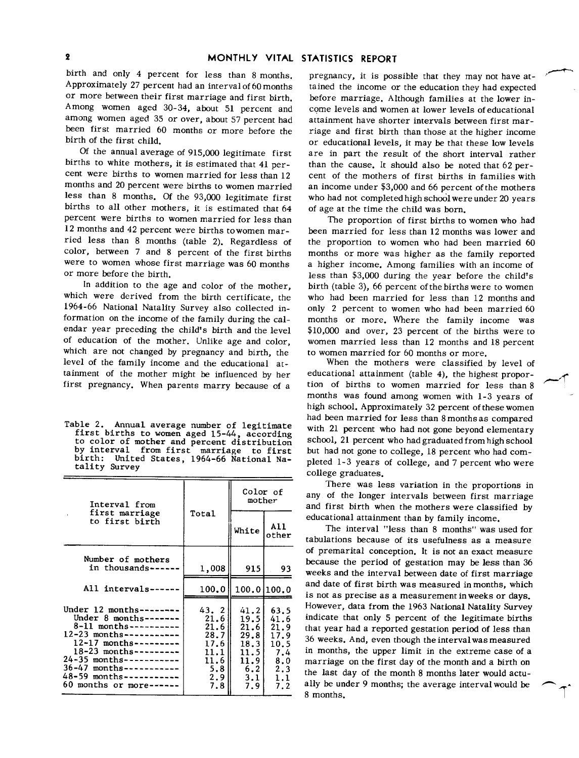birth and only 4 percent for less than 8 months. Approximately 27 percent had an interval of 60 months or more between their first marriage and first birth. Among women aged 30-34, about 51 percent and among women aged 35 or over, about 57 percent had been first married 60 months or more before the birth of the first child.

Of the annual average of 915,000 legitimate first births to white mothers, it is estimated that 41 percent were births to women married for less than 12 months and 20 percent were births to women married less than 8 months. Of the 93,000 legitimate first births to all other mothers, it is estimated that 64 percent were births to women married for less than 12 months and 42 percent were births to women married less than 8 months (table 2). Regardless of color, between 7 and 8 percent of the first births were to women whose first marriage was 60 months or more before the birth.

In addition to the age and color of the mother, which were derived from the birth certificate, the 1964-66 National Natality Survey also collected information on the income of the family during the calendar year preceding the child's birth and the level of education of the mother. Unlike age and color, which are not changed by pregnancy and birth, the level of the family income and the educational attainment of the mother might be influenced by her first pregnancy. When parents marry because of a pregnancy, it is possible that they may not have attained the income or the education they had expected before marriage. Although families at the lower income levels and women at lower levels of educational attainment have shorter intervals between first marriage and first birth than those at the higher income or educational levels, it may be that these low levels are in part the result of the short interval rather than the cause. It should also be noted that 62 percent of the mothers of first births in families with an income under $3,000 and 66 percent of the mothers who had not completed high school were under 20 years of age at the time the child was born.

Table 2. Annual average number of legitimate first births to women aged 15-44, according to color of mother and percent distribution by interval from first marriage to first birth: United States, 1964-66 National Natality Survey

| Interval from first marriage to first birth | Total | Color of mother | |
|---|---|---|---|
| | | White | All other |
| Number of mothers in thousands | 1,008 | 915 | 93 |
| All intervals | 100.0 | 100.0 | 100.0 |
| Under 12 months | 43.2 | 41.2 | 63.5 |
| Under 8 months | 21.6 | 19.5 | 41.6 |
| 8-11 months | 21.6 | 21.6 | 21.9 |
| 12-23 months | 28.7 | 29.8 | 17.9 |
| 12-17 months | 17.6 | 18.3 | 10.5 |
| 18-23 months | 11.1 | 11.5 | 7.4 |
| 24-35 months | 11.6 | 11.9 | 8.0 |
| 36-47 months | 5.8 | 6.2 | 2.3 |
| 48-59 months | 2.9 | 3.1 | 1.1 |
| 60 months or more | 7.8 | 7.9 | 7.2 |

The proportion of first births to women who had been married for less than 12 months was lower and the proportion to women who had been married 60 months or more was higher as the family reported a higher income. Among families with an income of less than $3,000 during the year before the child's birth (table 3), 66 percent of the births were to women who had been married for less than 12 months and only 2 percent to women who had been married 60 months or more. Where the family income was $10,000 and over, 23 percent of the births were to women married less than 12 months and 18 percent to women married for 60 months or more.

When the mothers were classified by level of educational attainment (table 4), the highest proportion of births to women married for less than 8 months was found among women with 1-3 years of high school. Approximately 32 percent of these women had been married for less than 8 months as compared with 21 percent who had not gone beyond elementary school, 21 percent who had graduated from high school but had not gone to college, 18 percent who had completed 1-3 years of college, and 7 percent who were college graduates.

There was less variation in the proportions in any of the longer intervals between first marriage and first birth when the mothers were classified by educational attainment than by family income.

The interval "less than 8 months" was used for tabulations because of its usefulness as a measure of premarital conception. It is not an exact measure because the period of gestation may be less than 36 weeks and the interval between date of first marriage and date of first birth was measured in months, which is not as precise as a measurement in weeks or days. However, data from the 1963 National Natality Survey indicate that only 5 percent of the legitimate births that year had a reported gestation period of less than 36 weeks. And, even though the interval was measured in months, the upper limit in the extreme case of a marriage on the first day of the month and a birth on the last day of the month 8 months later would actually be under 9 months; the average interval would be 8 months.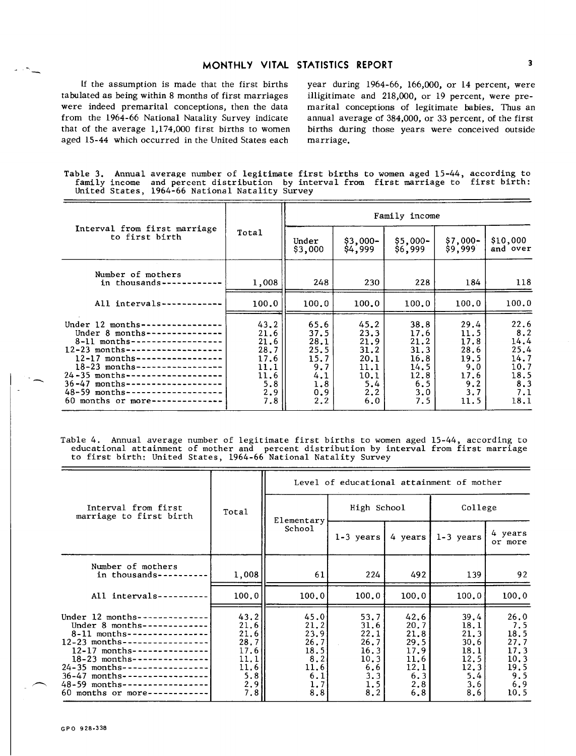If the assumption is made that the first births tabulated as being within 8 months of first marriages were indeed premarital conceptions, then the data from the 1964-66 National Natality Survey indicate that of the average 1,174,000 first births to women aged 15-44 which occurred in the United States each year during 1964-66, 166,000, or 14 percent, were illegitimate and 218,000, or 19 percent, were premarital conceptions of legitimate babies. Thus an annual average of 384,000, or 33 percent, of the first births during those years were conceived outside marriage.

Table 3. Annual average number of legitimate first births to women aged 15-44, according to family income and percent distribution by interval from first marriage to first birth: United States, 1964-66 National Natality Survey

| Interval from first marriage to first birth | Total | Family income | | | | |
|---|---|---|---|---|---|---|
| | | Under $3,000 | $3,000-$4,999 | $5,000-$6,999 | $7,000-$9,999 | $10,000 and over |
| Number of mothers in thousands | 1,008 | 248 | 230 | 228 | 184 | 118 |
| All intervals | 100.0 | 100.0 | 100.0 | 100.0 | 100.0 | 100.0 |
| Under 12 months | 43.2 | 65.6 | 45.2 | 38.8 | 29.4 | 22.6 |
| Under 8 months | 21.6 | 37.5 | 23.3 | 17.6 | 11.5 | 8.2 |
| 8-11 months | 21.6 | 28.1 | 21.9 | 21.2 | 17.8 | 14.4 |
| 12-23 months | 28.7 | 25.5 | 31.2 | 31.3 | 28.6 | 25.4 |
| 12-17 months | 17.6 | 15.7 | 20.1 | 16.8 | 19.5 | 14.7 |
| 18-23 months | 11.1 | 9.7 | 11.1 | 14.5 | 9.0 | 10.7 |
| 24-35 months | 11.6 | 4.1 | 10.1 | 12.8 | 17.6 | 18.5 |
| 36-47 months | 5.8 | 1.8 | 5.4 | 6.5 | 9.2 | 8.3 |
| 48-59 months | 2.9 | 0.9 | 2.2 | 3.0 | 3.7 | 7.1 |
| 60 months or more | 7.8 | 2.2 | 6.0 | 7.5 | 11.5 | 18.1 |

Table 4. Annual average number of legitimate first births to women aged 15-44, according to educational attainment of mother and percent distribution by interval from first marriage to first birth: United States, 1964-66 National Natality Survey

| Interval from first marriage to first birth | Total | Level of educational attainment of mother | | | | |
|---|---|---|---|---|---|---|
| | | Elementary School | High School | | College | |
| | | | 1-3 years | 4 years | 1-3 years | 4 years or more |
| Number of mothers in thousands | 1,008 | 61 | 224 | 492 | 139 | 92 |
| All intervals | 100.0 | 100.0 | 100.0 | 100.0 | 100.0 | 100.0 |
| Under 12 months | 43.2 | 45.0 | 53.7 | 42.6 | 39.4 | 26.0 |
| Under 8 months | 21.6 | 21.2 | 31.6 | 20.7 | 18.1 | 7.5 |
| 8-11 months | 21.6 | 23.9 | 22.1 | 21.8 | 21.3 | 18.5 |
| 12-23 months | 28.7 | 26.7 | 26.7 | 29.5 | 30.6 | 27.7 |
| 12-17 months | 17.6 | 18.5 | 16.3 | 17.9 | 18.1 | 17.3 |
| 18-23 months | 11.1 | 8.2 | 10.3 | 11.6 | 12.5 | 10.3 |
| 24-35 months | 11.6 | 11.6 | 6.6 | 12.1 | 12.3 | 19.5 |
| 36-47 months | 5.8 | 6.1 | 3.3 | 6.3 | 5.4 | 9.5 |
| 48-59 months | 2.9 | 1.7 | 1.5 | 2.8 | 3.6 | 6.9 |
| 60 months or more | 7.8 | 8.8 | 8.2 | 6.8 | 8.6 | 10.5 |

GPO 928-338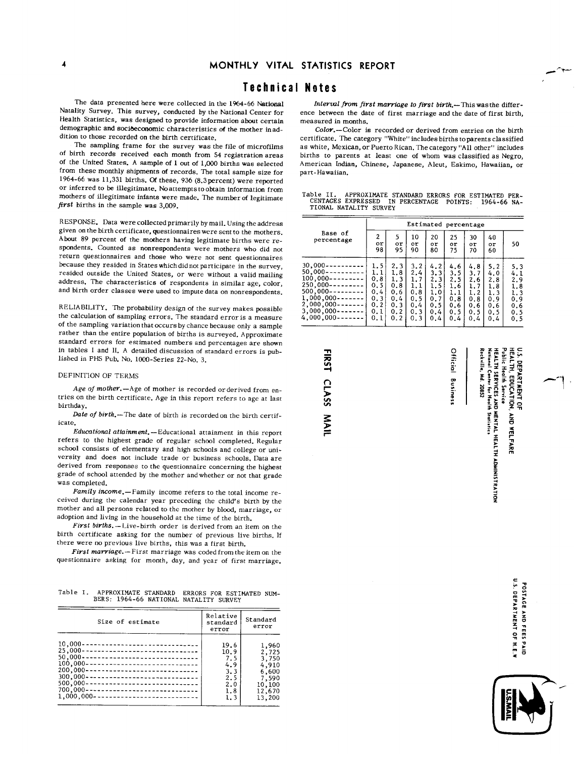# Technical Notes

The data presented here were collected in the 1964-66 National Natality Survey. This survey, conducted by the National Center for Health Statistics, was designed to provide information about certain demographic and socioeconomic characteristics of the mother in addition to those recorded on the birth certificate.

The sampling frame for the survey was the file of microfilms of birth records received each month from 54 registration areas of the United States. A sample of 1 out of 1,000 births was selected from these monthly shipments of records. The total sample size for 1964-66 was 11,331 births. Of these, 936 (8.3 percent) were reported or inferred to be illegitimate. No attempts to obtain information from mothers of illegitimate infants were made. The number of legitimate *first* births in the sample was 3,009.

RESPONSE. Data were collected primarily by mail. Using the address given on the birth certificate, questionnaires were sent to the mothers. About 89 percent of the mothers having legitimate births were respondents. Counted as nonrespondents were mothers who did not return questionnaires and those who were not sent questionnaires because they resided in States which did not participate in the survey, resided outside the United States, or were without a valid mailing address. The characteristics of respondents in similar age, color, and birth order classes were used to impute data on nonrespondents.

RELIABILITY. The probability design of the survey makes possible the calculation of sampling errors. The standard error is a measure of the sampling variation that occurs by chance because only a sample rather than the entire population of births is surveyed. Approximate standard errors for estimated numbers and percentages are shown in tables I and II. A detailed discussion of standard errors is published in PHS Pub. No. 1000-Series 22-No. 3.

DEFINITION OF TERMS

*Age of mother.*—Age of mother is recorded or derived from entries on the birth certificate. Age in this report refers to age at last birthday.

*Date of birth.*—The date of birth is recorded on the birth certificate.

*Educational attainment.*—Educational attainment in this report refers to the highest grade of regular school completed. Regular school consists of elementary and high schools and college or university and does not include trade or business schools. Data are derived from responses to the questionnaire concerning the highest grade of school attended by the mother and whether or not that grade was completed.

*Family income.*—Family income refers to the total income received during the calendar year preceding the child's birth by the mother and all persons related to the mother by blood, marriage, or adoption and living in the household at the time of the birth.

*First births.*—Live-birth order is derived from an item on the birth certificate asking for the number of previous live births. If there were no previous live births, this was a first birth.

*First marriage.*—First marriage was coded from the item on the questionnaire asking for month, day, and year of first marriage.

Table I. APPROXIMATE STANDARD ERRORS FOR ESTIMATED NUMBERS: 1964-66 NATIONAL NATALITY SURVEY

| Size of estimate | Relative standard error | Standard error |
|---|---|---|
| 10,000 | 19.6 | 1,960 |
| 25,000 | 10.9 | 2,725 |
| 50,000 | 7.5 | 3,750 |
| 100,000 | 4.9 | 4,910 |
| 200,000 | 3.3 | 6,600 |
| 300,000 | 2.5 | 7,590 |
| 500,000 | 2.0 | 10,100 |
| 700,000 | 1.8 | 12,670 |
| 1,000,000 | 1.3 | 13,200 |

*Interval from first marriage to first birth.*—This was the difference between the date of first marriage and the date of first birth, measured in months.

*Color.*—Color is recorded or derived from entries on the birth certificate. The category "White" includes births to parents classified as white, Mexican, or Puerto Rican. The category "All other" includes births to parents at least one of whom was classified as Negro, American Indian, Chinese, Japanese, Aleut, Eskimo, Hawaiian, or part-Hawaiian.

Table II. APPROXIMATE STANDARD ERRORS FOR ESTIMATED PERCENTAGES EXPRESSED IN PERCENTAGE POINTS: 1964-66 NATIONAL NATALITY SURVEY

| Base of percentage | Estimated percentage | | | | | | | |
|---|---|---|---|---|---|---|---|---|
| | 2 or 98 | 5 or 95 | 10 or 90 | 20 or 80 | 25 or 75 | 30 or 70 | 40 or 60 | 50 |
| 30,000 | 1.5 | 2.3 | 3.2 | 4.2 | 4.6 | 4.8 | 5.2 | 5.3 |
| 50,000 | 1.1 | 1.8 | 2.4 | 3.3 | 3.5 | 3.7 | 4.0 | 4.1 |
| 100,000 | 0.8 | 1.3 | 1.7 | 2.3 | 2.5 | 2.6 | 2.8 | 2.9 |
| 250,000 | 0.5 | 0.8 | 1.1 | 1.5 | 1.6 | 1.7 | 1.8 | 1.8 |
| 500,000 | 0.4 | 0.6 | 0.8 | 1.0 | 1.1 | 1.2 | 1.3 | 1.3 |
| 1,000,000 | 0.3 | 0.4 | 0.5 | 0.7 | 0.8 | 0.8 | 0.9 | 0.9 |
| 2,000,000 | 0.2 | 0.3 | 0.4 | 0.5 | 0.6 | 0.6 | 0.6 | 0.6 |
| 3,000,000 | 0.1 | 0.2 | 0.3 | 0.4 | 0.5 | 0.5 | 0.5 | 0.5 |
| 4,000,000 | 0.1 | 0.2 | 0.3 | 0.4 | 0.4 | 0.4 | 0.4 | 0.5 |

U.S. DEPARTMENT OF
HEALTH, EDUCATION, AND WELFARE
Public Health Service
HEALTH SERVICES AND MENTAL HEALTH ADMINISTRATION
National Center for Health Statistics
Rockville, Md. 20852

Official Business

FIRST CLASS MAIL

POSTAGE AND FEES PAID
U.S. DEPARTMENT OF H.E.W.